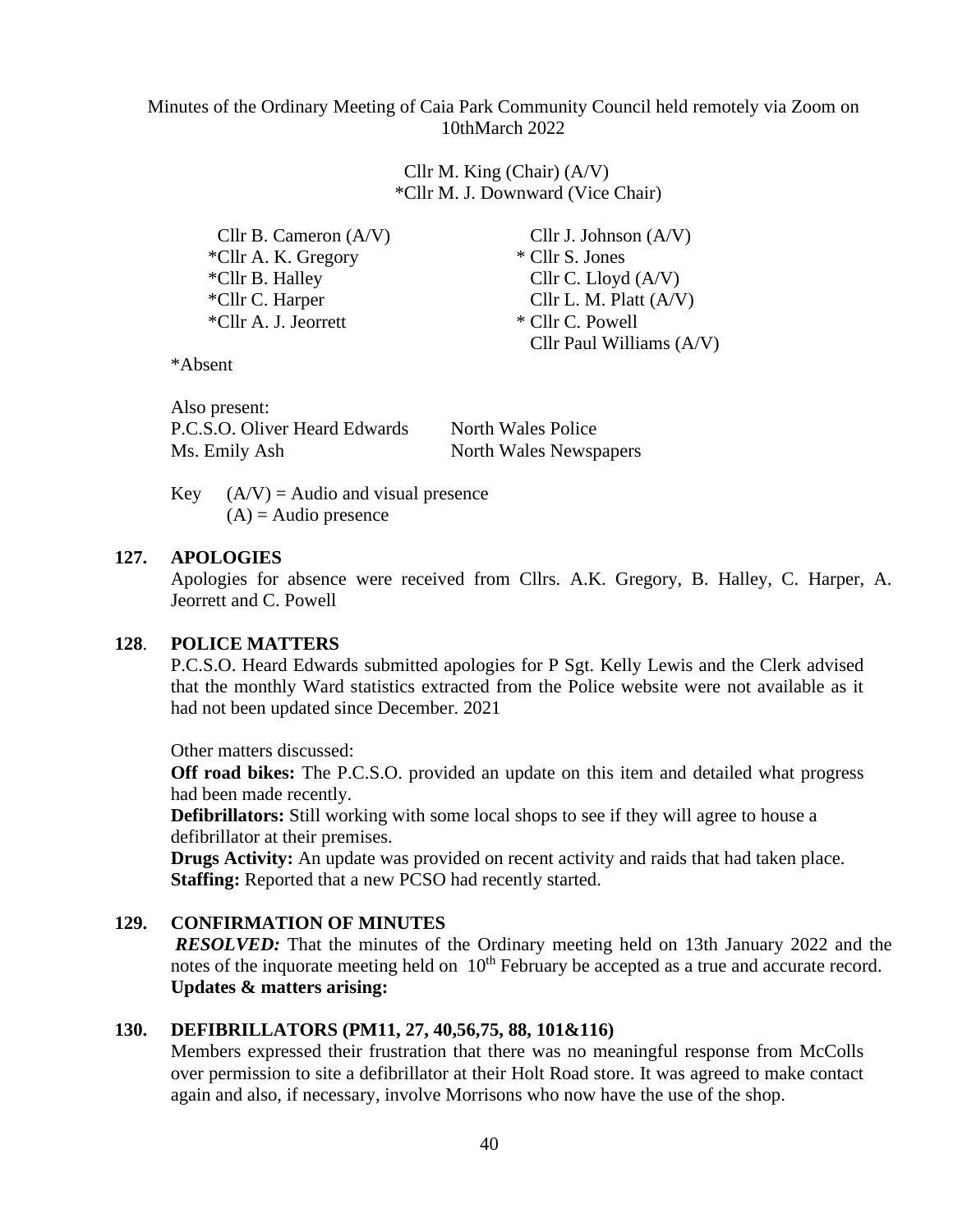Minutes of the Ordinary Meeting of Caia Park Community Council held remotely via Zoom on 10thMarch 2022

Cllr M. King (Chair) (A/V)
*Cllr M. J. Downward (Vice Chair)

Cllr B. Cameron (A/V)
*Cllr A. K. Gregory
*Cllr B. Halley
*Cllr C. Harper
*Cllr A. J. Jeorrett

Cllr J. Johnson (A/V)
* Cllr S. Jones
Cllr C. Lloyd (A/V)
Cllr L. M. Platt (A/V)
* Cllr C. Powell
Cllr Paul Williams (A/V)

*Absent

Also present:

| | |
|---|---|
| P.C.S.O. Oliver Heard Edwards | North Wales Police |
| Ms. Emily Ash | North Wales Newspapers |

Key (A/V) = Audio and visual presence
(A) = Audio presence

## 127. APOLOGIES

Apologies for absence were received from Cllrs. A.K. Gregory, B. Halley, C. Harper, A. Jeorrett and C. Powell

## 128. POLICE MATTERS

P.C.S.O. Heard Edwards submitted apologies for P Sgt. Kelly Lewis and the Clerk advised that the monthly Ward statistics extracted from the Police website were not available as it had not been updated since December. 2021

Other matters discussed:

**Off road bikes:** The P.C.S.O. provided an update on this item and detailed what progress had been made recently.

**Defibrillators:** Still working with some local shops to see if they will agree to house a defibrillator at their premises.

**Drugs Activity:** An update was provided on recent activity and raids that had taken place.

**Staffing:** Reported that a new PCSO had recently started.

## 129. CONFIRMATION OF MINUTES

***RESOLVED:*** That the minutes of the Ordinary meeting held on 13th January 2022 and the notes of the inquorate meeting held on 10th February be accepted as a true and accurate record.

**Updates & matters arising:**

## 130. DEFIBRILLATORS (PM11, 27, 40,56,75, 88, 101&116)

Members expressed their frustration that there was no meaningful response from McColls over permission to site a defibrillator at their Holt Road store. It was agreed to make contact again and also, if necessary, involve Morrisons who now have the use of the shop.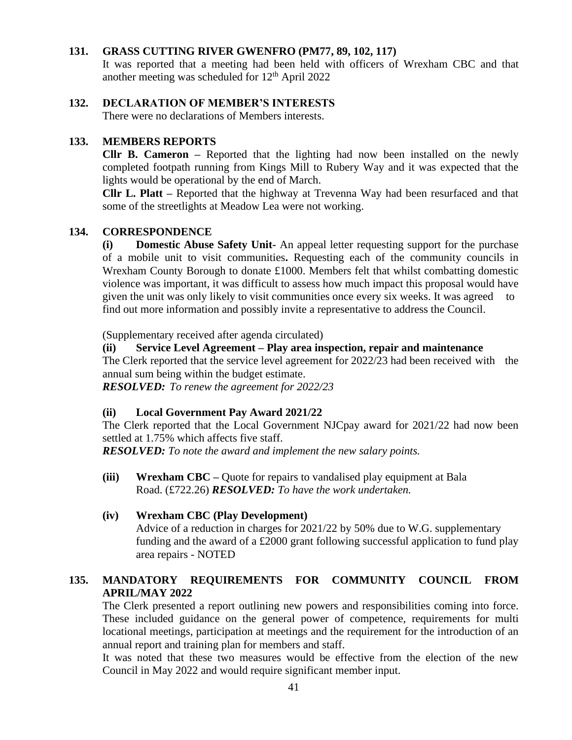## 131. GRASS CUTTING RIVER GWENFRO (PM77, 89, 102, 117)

It was reported that a meeting had been held with officers of Wrexham CBC and that another meeting was scheduled for 12th April 2022

## 132. DECLARATION OF MEMBER'S INTERESTS

There were no declarations of Members interests.

## 133. MEMBERS REPORTS

**Cllr B. Cameron –** Reported that the lighting had now been installed on the newly completed footpath running from Kings Mill to Rubery Way and it was expected that the lights would be operational by the end of March.

**Cllr L. Platt –** Reported that the highway at Trevenna Way had been resurfaced and that some of the streetlights at Meadow Lea were not working.

## 134. CORRESPONDENCE

**(i) Domestic Abuse Safety Unit**- An appeal letter requesting support for the purchase of a mobile unit to visit communities**.** Requesting each of the community councils in Wrexham County Borough to donate £1000. Members felt that whilst combatting domestic violence was important, it was difficult to assess how much impact this proposal would have given the unit was only likely to visit communities once every six weeks. It was agreed to find out more information and possibly invite a representative to address the Council.

(Supplementary received after agenda circulated)

**(ii) Service Level Agreement – Play area inspection, repair and maintenance**

The Clerk reported that the service level agreement for 2022/23 had been received with the annual sum being within the budget estimate.

***RESOLVED:*** *To renew the agreement for 2022/23*

**(ii) Local Government Pay Award 2021/22**

The Clerk reported that the Local Government NJCpay award for 2021/22 had now been settled at 1.75% which affects five staff.

***RESOLVED:*** *To note the award and implement the new salary points.*

**(iii) Wrexham CBC –** Quote for repairs to vandalised play equipment at Bala Road. (£722.26) ***RESOLVED:*** *To have the work undertaken.*

**(iv) Wrexham CBC (Play Development)**

Advice of a reduction in charges for 2021/22 by 50% due to W.G. supplementary funding and the award of a £2000 grant following successful application to fund play area repairs - NOTED

## 135. MANDATORY REQUIREMENTS FOR COMMUNITY COUNCIL FROM APRIL/MAY 2022

The Clerk presented a report outlining new powers and responsibilities coming into force. These included guidance on the general power of competence, requirements for multi locational meetings, participation at meetings and the requirement for the introduction of an annual report and training plan for members and staff.

It was noted that these two measures would be effective from the election of the new Council in May 2022 and would require significant member input.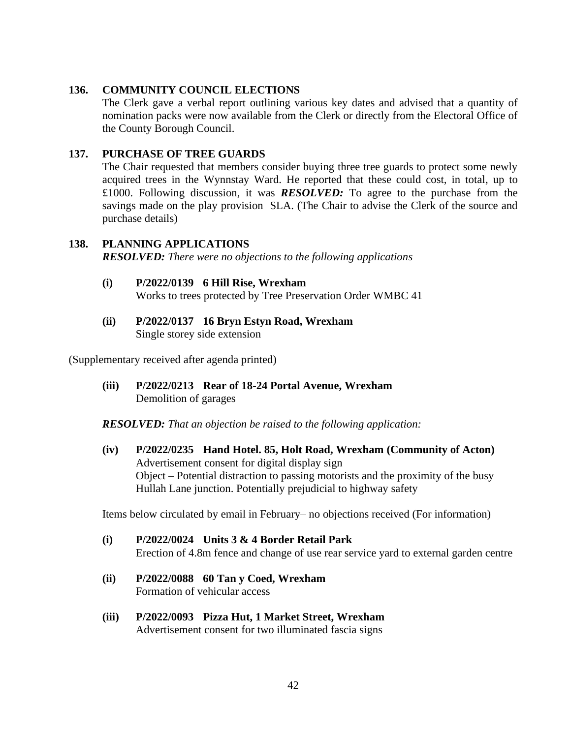## 136. COMMUNITY COUNCIL ELECTIONS

The Clerk gave a verbal report outlining various key dates and advised that a quantity of nomination packs were now available from the Clerk or directly from the Electoral Office of the County Borough Council.

## 137. PURCHASE OF TREE GUARDS

The Chair requested that members consider buying three tree guards to protect some newly acquired trees in the Wynnstay Ward. He reported that these could cost, in total, up to £1000. Following discussion, it was ***RESOLVED:*** To agree to the purchase from the savings made on the play provision SLA. (The Chair to advise the Clerk of the source and purchase details)

## 138. PLANNING APPLICATIONS

***RESOLVED:*** *There were no objections to the following applications*

**(i) P/2022/0139 6 Hill Rise, Wrexham**
Works to trees protected by Tree Preservation Order WMBC 41

**(ii) P/2022/0137 16 Bryn Estyn Road, Wrexham**
Single storey side extension

(Supplementary received after agenda printed)

**(iii) P/2022/0213 Rear of 18-24 Portal Avenue, Wrexham**
Demolition of garages

***RESOLVED:*** *That an objection be raised to the following application:*

**(iv) P/2022/0235 Hand Hotel. 85, Holt Road, Wrexham (Community of Acton)**
Advertisement consent for digital display sign
Object – Potential distraction to passing motorists and the proximity of the busy Hullah Lane junction. Potentially prejudicial to highway safety

Items below circulated by email in February– no objections received (For information)

**(i) P/2022/0024 Units 3 & 4 Border Retail Park**
Erection of 4.8m fence and change of use rear service yard to external garden centre

**(ii) P/2022/0088 60 Tan y Coed, Wrexham**
Formation of vehicular access

**(iii) P/2022/0093 Pizza Hut, 1 Market Street, Wrexham**
Advertisement consent for two illuminated fascia signs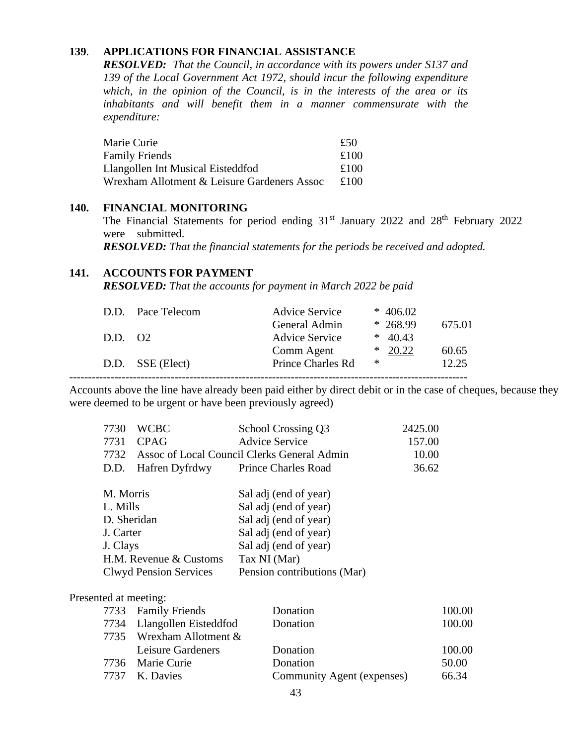**139**. **APPLICATIONS FOR FINANCIAL ASSISTANCE**

***RESOLVED:*** *That the Council, in accordance with its powers under S137 and 139 of the Local Government Act 1972, should incur the following expenditure which, in the opinion of the Council, is in the interests of the area or its inhabitants and will benefit them in a manner commensurate with the expenditure:*

| | |
|---|---|
| Marie Curie | £50 |
| Family Friends | £100 |
| Llangollen Int Musical Eisteddfod | £100 |
| Wrexham Allotment & Leisure Gardeners Assoc | £100 |

**140. FINANCIAL MONITORING**

The Financial Statements for period ending 31st January 2022 and 28th February 2022 were submitted.

***RESOLVED:*** *That the financial statements for the periods be received and adopted.*

**141. ACCOUNTS FOR PAYMENT**

***RESOLVED:*** *That the accounts for payment in March 2022 be paid*

| | | | | |
|---|---|---|---|---|
| D.D. | Pace Telecom | Advice Service | * 406.02 | |
| | | General Admin | * 268.99 | 675.01 |
| D.D. | O2 | Advice Service | * 40.43 | |
| | | Comm Agent | * 20.22 | 60.65 |
| D.D. | SSE (Elect) | Prince Charles Rd | * | 12.25 |

-----------------------------------------------------------------------------------------------------------

Accounts above the line have already been paid either by direct debit or in the case of cheques, because they were deemed to be urgent or have been previously agreed)

| | | | |
|---|---|---|---|
| 7730 | WCBC | School Crossing Q3 | 2425.00 |
| 7731 | CPAG | Advice Service | 157.00 |
| 7732 | Assoc of Local Council Clerks | General Admin | 10.00 |
| D.D. | Hafren Dyfrdwy | Prince Charles Road | 36.62 |

| | |
|---|---|
| M. Morris | Sal adj (end of year) |
| L. Mills | Sal adj (end of year) |
| D. Sheridan | Sal adj (end of year) |
| J. Carter | Sal adj (end of year) |
| J. Clays | Sal adj (end of year) |
| H.M. Revenue & Customs | Tax NI (Mar) |
| Clwyd Pension Services | Pension contributions (Mar) |

Presented at meeting:

| | | | |
|---|---|---|---|
| 7733 | Family Friends | Donation | 100.00 |
| 7734 | Llangollen Eisteddfod | Donation | 100.00 |
| 7735 | Wrexham Allotment & Leisure Gardeners | Donation | 100.00 |
| 7736 | Marie Curie | Donation | 50.00 |
| 7737 | K. Davies | Community Agent (expenses) | 66.34 |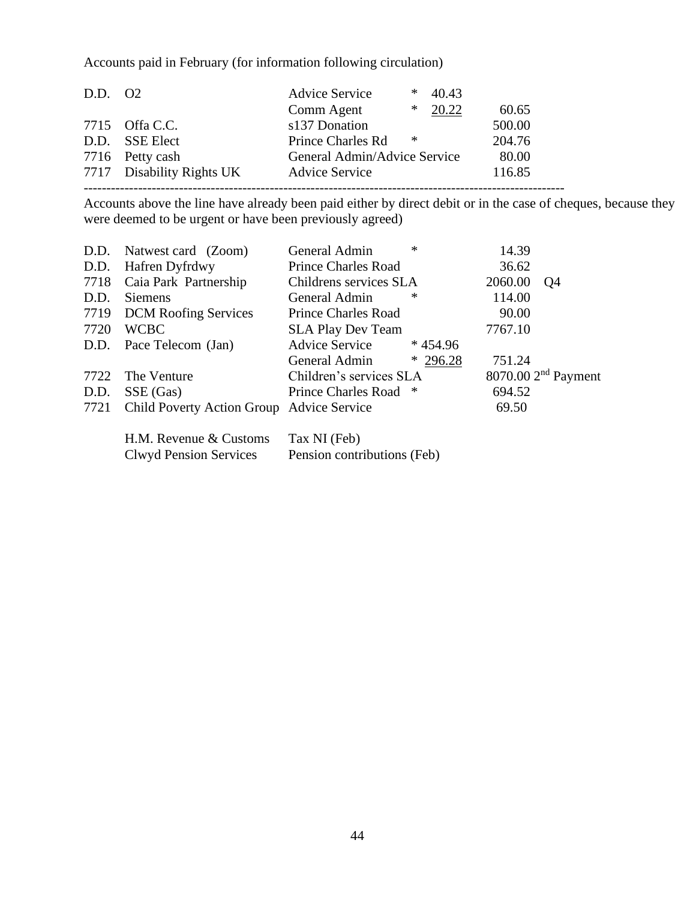Accounts paid in February (for information following circulation)

| | | | | | |
|---|---|---|---|---|---|
| D.D. | O2 | Advice Service | * 40.43 | | |
| | | Comm Agent | * 20.22 | 60.65 | |
| 7715 | Offa C.C. | s137 Donation | | 500.00 | |
| D.D. | SSE Elect | Prince Charles Rd | * | 204.76 | |
| 7716 | Petty cash | General Admin/Advice Service | | 80.00 | |
| 7717 | Disability Rights UK | Advice Service | | 116.85 | |

---

Accounts above the line have already been paid either by direct debit or in the case of cheques, because they were deemed to be urgent or have been previously agreed)

| | | | | | |
|---|---|---|---|---|---|
| D.D. | Natwest card (Zoom) | General Admin | * | 14.39 | |
| D.D. | Hafren Dyfrdwy | Prince Charles Road | | 36.62 | |
| 7718 | Caia Park Partnership | Childrens services SLA | | 2060.00 | Q4 |
| D.D. | Siemens | General Admin | * | 114.00 | |
| 7719 | DCM Roofing Services | Prince Charles Road | | 90.00 | |
| 7720 | WCBC | SLA Play Dev Team | | 7767.10 | |
| D.D. | Pace Telecom (Jan) | Advice Service | * 454.96 | | |
| | | General Admin | * 296.28 | 751.24 | |
| 7722 | The Venture | Children's services SLA | | 8070.00 | 2nd Payment |
| D.D. | SSE (Gas) | Prince Charles Road | * | 694.52 | |
| 7721 | Child Poverty Action Group | Advice Service | | 69.50 | |
| | H.M. Revenue & Customs | Tax NI (Feb) | | | |
| | Clwyd Pension Services | Pension contributions (Feb) | | | |